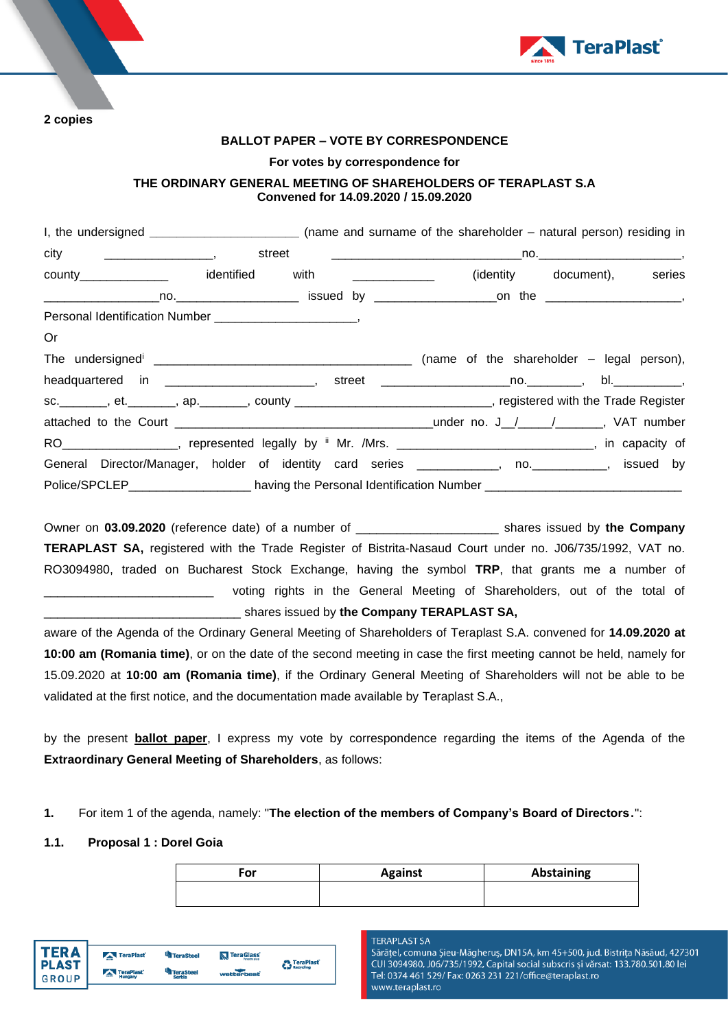**2 copies**

**BALLOT PAPER – VOTE BY CORRESPONDENCE**

**For votes by correspondence for**

**THE ORDINARY GENERAL MEETING OF SHAREHOLDERS OF TERAPLAST S.A**
**Convened for 14.09.2020 / 15.09.2020**

I, the undersigned ______________________ (name and surname of the shareholder – natural person) residing in city ________________, street ____________________________no._____________________, county_____________ identified with ____________ (identity document), series _________________no.__________________ issued by __________________on the ____________________, Personal Identification Number _____________________,

Or

The undersigned[i] ______________________________________ (name of the shareholder – legal person), headquartered in ______________________, street ___________________no.________, bl.__________, sc._______, et._______, ap._______, county ______________________________, registered with the Trade Register attached to the Court _____________________________________under no. J__/_____/_______, VAT number RO_________________, represented legally by [ii] Mr. /Mrs. _____________________________, in capacity of General Director/Manager, holder of identity card series ____________, no.___________, issued by Police/SPCLEP__________________ having the Personal Identification Number _____________________________

Owner on **03.09.2020** (reference date) of a number of _____________________ shares issued by **the Company TERAPLAST SA,** registered with the Trade Register of Bistrita-Nasaud Court under no. J06/735/1992, VAT no. RO3094980, traded on Bucharest Stock Exchange, having the symbol **TRP**, that grants me a number of _________________________ voting rights in the General Meeting of Shareholders, out of the total of ______________________________ shares issued by **the Company TERAPLAST SA,**

aware of the Agenda of the Ordinary General Meeting of Shareholders of Teraplast S.A. convened for **14.09.2020 at 10:00 am (Romania time)**, or on the date of the second meeting in case the first meeting cannot be held, namely for 15.09.2020 at **10:00 am (Romania time)**, if the Ordinary General Meeting of Shareholders will not be able to be validated at the first notice, and the documentation made available by Teraplast S.A.,

by the present **ballot paper**, I express my vote by correspondence regarding the items of the Agenda of the **Extraordinary General Meeting of Shareholders**, as follows:

**1.** For item 1 of the agenda, namely: "**The election of the members of Company's Board of Directors.**":

**1.1. Proposal 1 : Dorel Goia**

| For | Against | Abstaining |
|---|---|---|
| | | |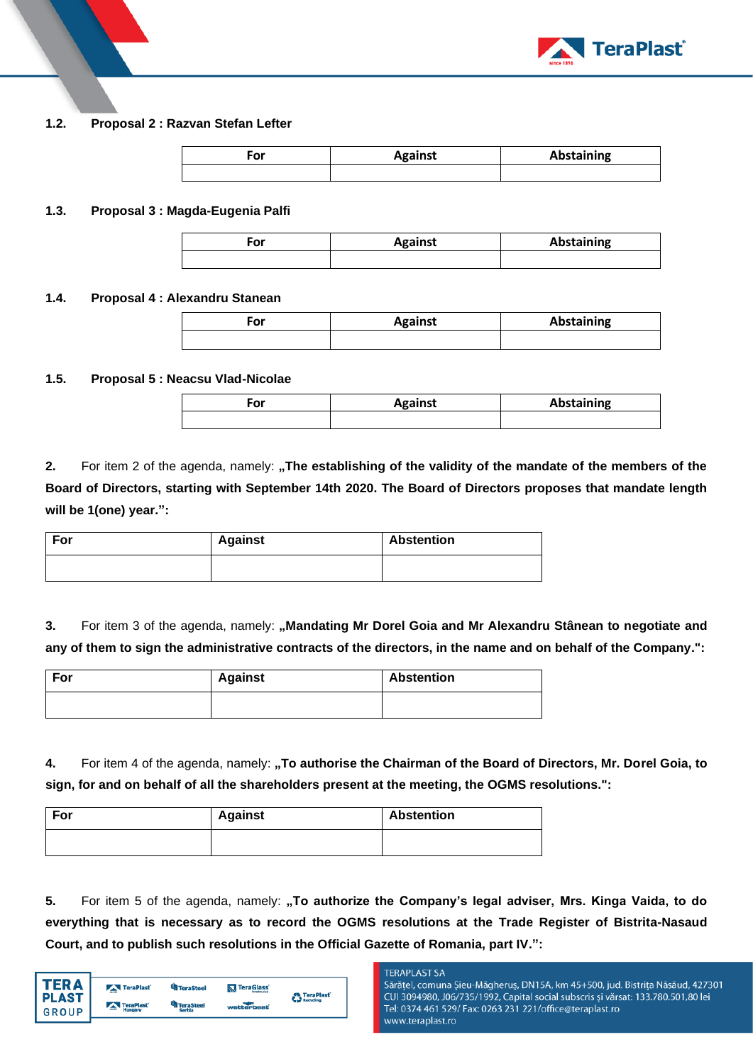**1.2. Proposal 2 : Razvan Stefan Lefter**

| For | Against | Abstaining |
|---|---|---|
| | | |

**1.3. Proposal 3 : Magda-Eugenia Palfi**

| For | Against | Abstaining |
|---|---|---|
| | | |

**1.4. Proposal 4 : Alexandru Stanean**

| For | Against | Abstaining |
|---|---|---|
| | | |

**1.5. Proposal 5 : Neacsu Vlad-Nicolae**

| For | Against | Abstaining |
|---|---|---|
| | | |

**2.** For item 2 of the agenda, namely: **„The establishing of the validity of the mandate of the members of the Board of Directors, starting with September 14th 2020. The Board of Directors proposes that mandate length will be 1(one) year.":**

| For | Against | Abstention |
|---|---|---|
| | | |

**3.** For item 3 of the agenda, namely: **„Mandating Mr Dorel Goia and Mr Alexandru Stânean to negotiate and any of them to sign the administrative contracts of the directors, in the name and on behalf of the Company.":**

| For | Against | Abstention |
|---|---|---|
| | | |

**4.** For item 4 of the agenda, namely: **„To authorise the Chairman of the Board of Directors, Mr. Dorel Goia, to sign, for and on behalf of all the shareholders present at the meeting, the OGMS resolutions.":**

| For | Against | Abstention |
|---|---|---|
| | | |

**5.** For item 5 of the agenda, namely: **„To authorize the Company's legal adviser, Mrs. Kinga Vaida, to do everything that is necessary as to record the OGMS resolutions at the Trade Register of Bistrita-Nasaud Court, and to publish such resolutions in the Official Gazette of Romania, part IV.":**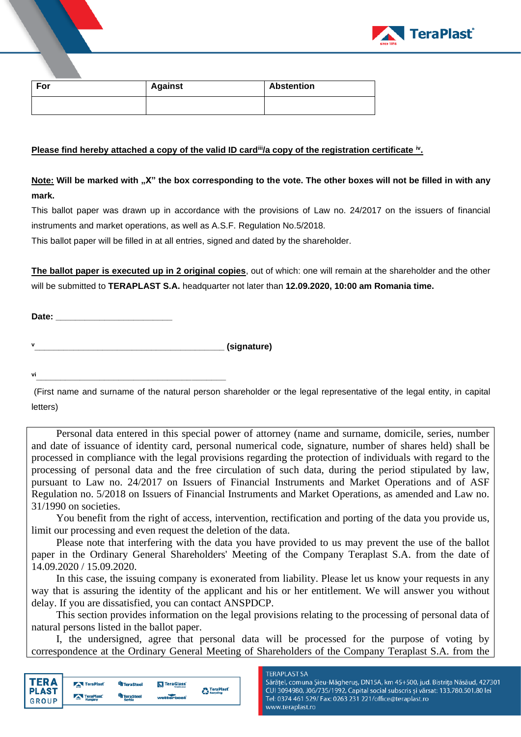| For | Against | Abstention |
|---|---|---|
| | | |

**<u>Please find hereby attached a copy of the valid ID card[iii]/a copy of the registration certificate [iv].</u>**

**<u>Note:</u> Will be marked with „X" the box corresponding to the vote. The other boxes will not be filled in with any mark.**

This ballot paper was drawn up in accordance with the provisions of Law no. 24/2017 on the issuers of financial instruments and market operations, as well as A.S.F. Regulation No.5/2018.

This ballot paper will be filled in at all entries, signed and dated by the shareholder.

**<u>The ballot paper is executed up in 2 original copies</u>**, out of which: one will remain at the shareholder and the other will be submitted to **TERAPLAST S.A.** headquarter not later than **12.09.2020, 10:00 am Romania time.**

**Date: ________________________**

[v]__________________________________________ **(signature)**

[vi]__________________________________________

(First name and surname of the natural person shareholder or the legal representative of the legal entity, in capital letters)

Personal data entered in this special power of attorney (name and surname, domicile, series, number and date of issuance of identity card, personal numerical code, signature, number of shares held) shall be processed in compliance with the legal provisions regarding the protection of individuals with regard to the processing of personal data and the free circulation of such data, during the period stipulated by law, pursuant to Law no. 24/2017 on Issuers of Financial Instruments and Market Operations and of ASF Regulation no. 5/2018 on Issuers of Financial Instruments and Market Operations, as amended and Law no. 31/1990 on societies.

You benefit from the right of access, intervention, rectification and porting of the data you provide us, limit our processing and even request the deletion of the data.

Please note that interfering with the data you have provided to us may prevent the use of the ballot paper in the Ordinary General Shareholders' Meeting of the Company Teraplast S.A. from the date of 14.09.2020 / 15.09.2020.

In this case, the issuing company is exonerated from liability. Please let us know your requests in any way that is assuring the identity of the applicant and his or her entitlement. We will answer you without delay. If you are dissatisfied, you can contact ANSPDCP.

This section provides information on the legal provisions relating to the processing of personal data of natural persons listed in the ballot paper.

I, the undersigned, agree that personal data will be processed for the purpose of voting by correspondence at the Ordinary General Meeting of Shareholders of the Company Teraplast S.A. from the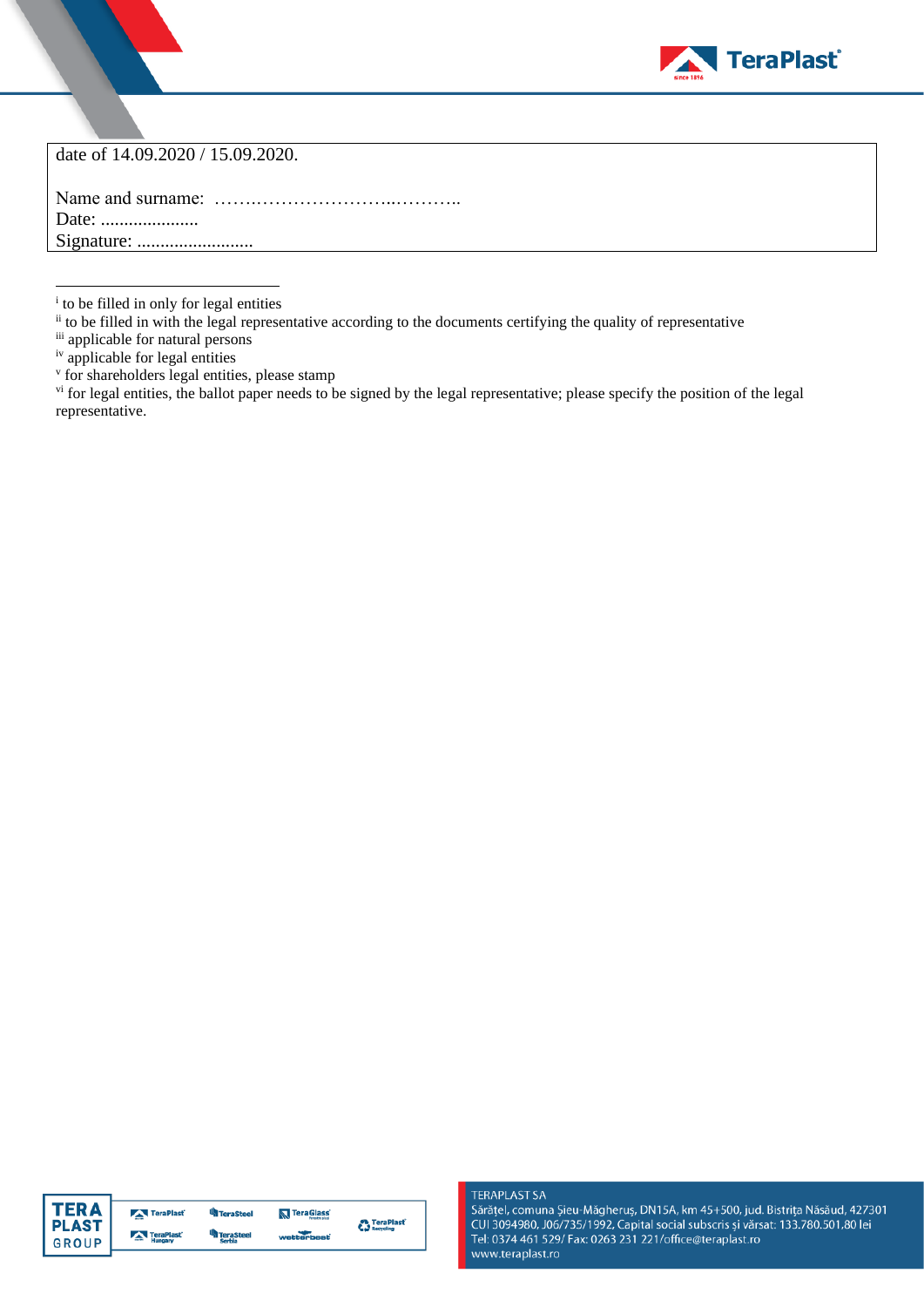date of 14.09.2020 / 15.09.2020.

Name and surname: …….……………………..………..
Date: .....................
Signature: .........................

---

[i] to be filled in only for legal entities

[ii] to be filled in with the legal representative according to the documents certifying the quality of representative

[iii] applicable for natural persons

[iv] applicable for legal entities

[v] for shareholders legal entities, please stamp

[vi] for legal entities, the ballot paper needs to be signed by the legal representative; please specify the position of the legal representative.